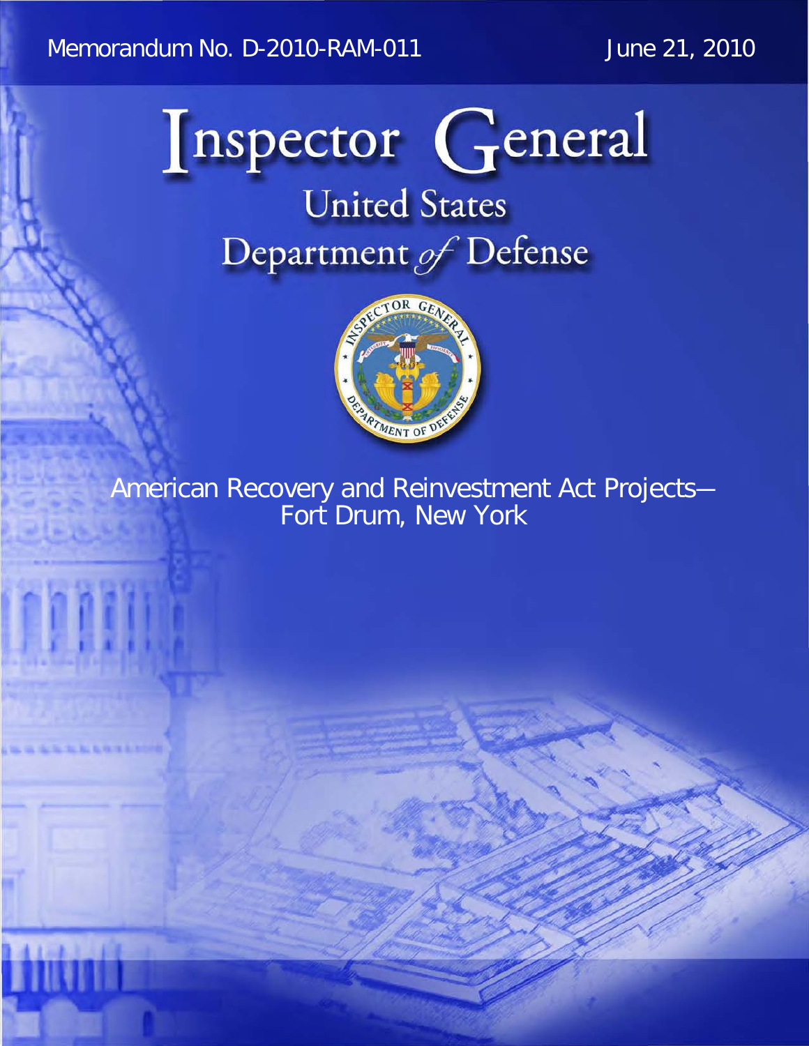Memorandum No. D-2010-RAM-011

June 21, 2010

# Inspector General

## United States Department of Defense

American Recovery and Reinvestment Act Projects—Fort Drum, New York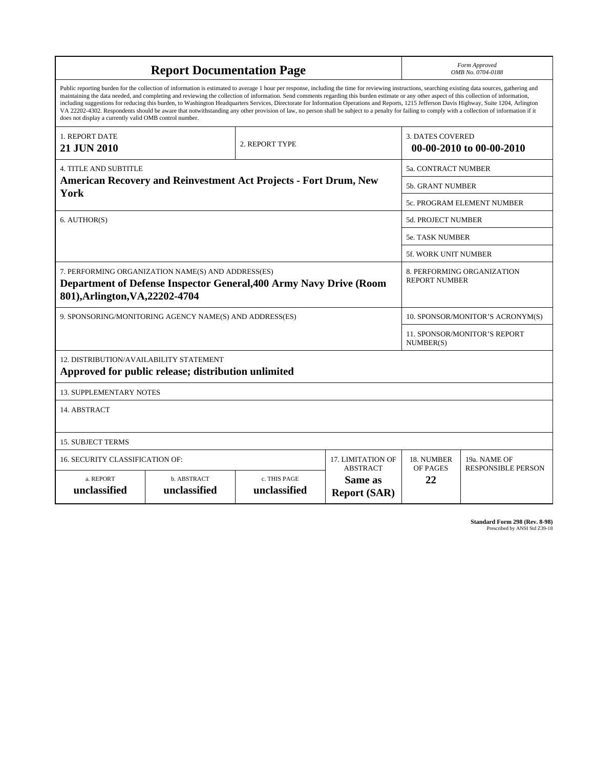# Report Documentation Page

*Form Approved*
*OMB No. 0704-0188*

Public reporting burden for the collection of information is estimated to average 1 hour per response, including the time for reviewing instructions, searching existing data sources, gathering and maintaining the data needed, and completing and reviewing the collection of information. Send comments regarding this burden estimate or any other aspect of this collection of information, including suggestions for reducing this burden, to Washington Headquarters Services, Directorate for Information Operations and Reports, 1215 Jefferson Davis Highway, Suite 1204, Arlington VA 22202-4302. Respondents should be aware that notwithstanding any other provision of law, no person shall be subject to a penalty for failing to comply with a collection of information if it does not display a currently valid OMB control number.

| | | |
|---|---|---|
| 1. REPORT DATE<br>**21 JUN 2010** | 2. REPORT TYPE | 3. DATES COVERED<br>**00-00-2010 to 00-00-2010** |

| | |
|---|---|
| 4. TITLE AND SUBTITLE<br>**American Recovery and Reinvestment Act Projects - Fort Drum, New York** | 5a. CONTRACT NUMBER |
| | 5b. GRANT NUMBER |
| | 5c. PROGRAM ELEMENT NUMBER |
| 6. AUTHOR(S) | 5d. PROJECT NUMBER |
| | 5e. TASK NUMBER |
| | 5f. WORK UNIT NUMBER |
| 7. PERFORMING ORGANIZATION NAME(S) AND ADDRESS(ES)<br>**Department of Defense Inspector General,400 Army Navy Drive (Room 801),Arlington,VA,22202-4704** | 8. PERFORMING ORGANIZATION REPORT NUMBER |
| 9. SPONSORING/MONITORING AGENCY NAME(S) AND ADDRESS(ES) | 10. SPONSOR/MONITOR'S ACRONYM(S) |
| | 11. SPONSOR/MONITOR'S REPORT NUMBER(S) |

12. DISTRIBUTION/AVAILABILITY STATEMENT
**Approved for public release; distribution unlimited**

13. SUPPLEMENTARY NOTES

14. ABSTRACT

15. SUBJECT TERMS

| 16. SECURITY CLASSIFICATION OF: | | | 17. LIMITATION OF ABSTRACT | 18. NUMBER OF PAGES | 19a. NAME OF RESPONSIBLE PERSON |
|---|---|---|---|---|---|
| a. REPORT<br>**unclassified** | b. ABSTRACT<br>**unclassified** | c. THIS PAGE<br>**unclassified** | **Same as Report (SAR)** | **22** | |

**Standard Form 298 (Rev. 8-98)**
Prescribed by ANSI Std Z39-18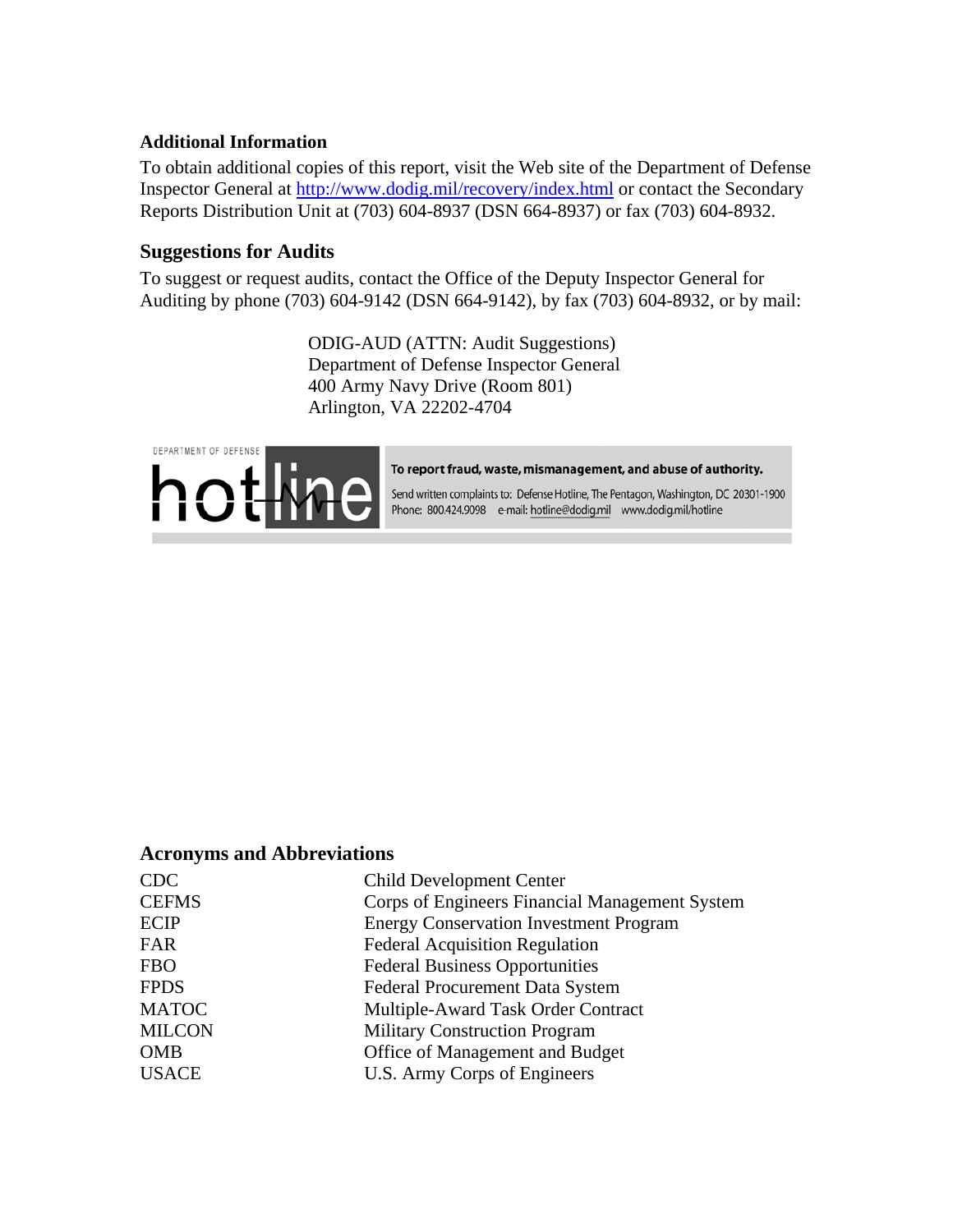### Additional Information

To obtain additional copies of this report, visit the Web site of the Department of Defense Inspector General at http://www.dodig.mil/recovery/index.html or contact the Secondary Reports Distribution Unit at (703) 604-8937 (DSN 664-8937) or fax (703) 604-8932.

### Suggestions for Audits

To suggest or request audits, contact the Office of the Deputy Inspector General for Auditing by phone (703) 604-9142 (DSN 664-9142), by fax (703) 604-8932, or by mail:

> ODIG-AUD (ATTN: Audit Suggestions)
> Department of Defense Inspector General
> 400 Army Navy Drive (Room 801)
> Arlington, VA 22202-4704

DEPARTMENT OF DEFENSE hotline

**To report fraud, waste, mismanagement, and abuse of authority.**

Send written complaints to: Defense Hotline, The Pentagon, Washington, DC 20301-1900
Phone: 800.424.9098 e-mail: hotline@dodig.mil www.dodig.mil/hotline

### Acronyms and Abbreviations

| | |
|---|---|
| CDC | Child Development Center |
| CEFMS | Corps of Engineers Financial Management System |
| ECIP | Energy Conservation Investment Program |
| FAR | Federal Acquisition Regulation |
| FBO | Federal Business Opportunities |
| FPDS | Federal Procurement Data System |
| MATOC | Multiple-Award Task Order Contract |
| MILCON | Military Construction Program |
| OMB | Office of Management and Budget |
| USACE | U.S. Army Corps of Engineers |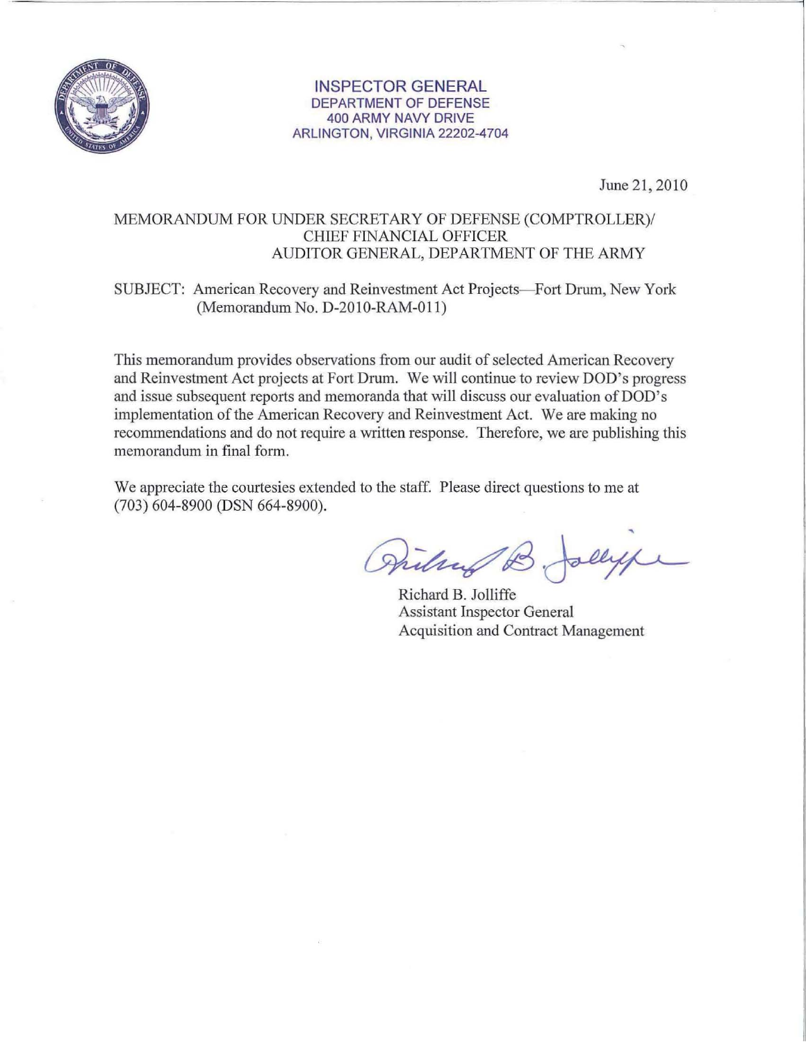**INSPECTOR GENERAL**
DEPARTMENT OF DEFENSE
400 ARMY NAVY DRIVE
ARLINGTON, VIRGINIA 22202-4704

June 21, 2010

MEMORANDUM FOR UNDER SECRETARY OF DEFENSE (COMPTROLLER)/ CHIEF FINANCIAL OFFICER
AUDITOR GENERAL, DEPARTMENT OF THE ARMY

SUBJECT: American Recovery and Reinvestment Act Projects—Fort Drum, New York (Memorandum No. D-2010-RAM-011)

This memorandum provides observations from our audit of selected American Recovery and Reinvestment Act projects at Fort Drum. We will continue to review DOD's progress and issue subsequent reports and memoranda that will discuss our evaluation of DOD's implementation of the American Recovery and Reinvestment Act. We are making no recommendations and do not require a written response. Therefore, we are publishing this memorandum in final form.

We appreciate the courtesies extended to the staff. Please direct questions to me at (703) 604-8900 (DSN 664-8900).

Richard B. Jolliffe
Assistant Inspector General
Acquisition and Contract Management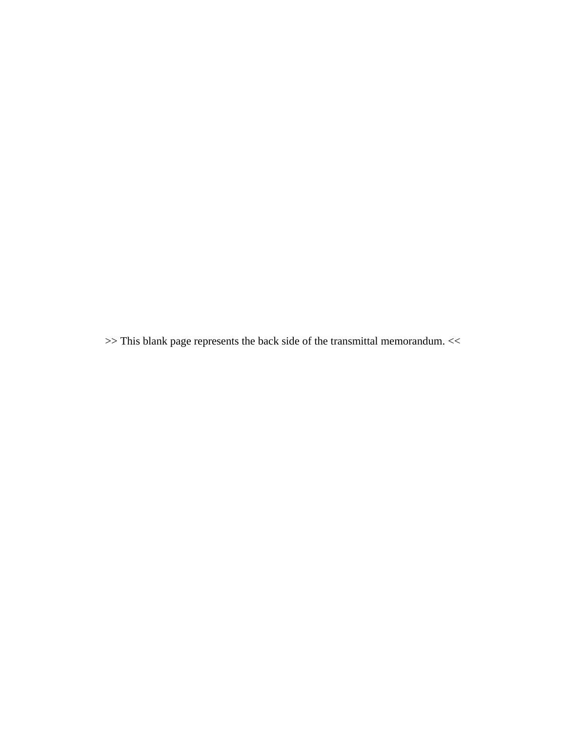>> This blank page represents the back side of the transmittal memorandum. <<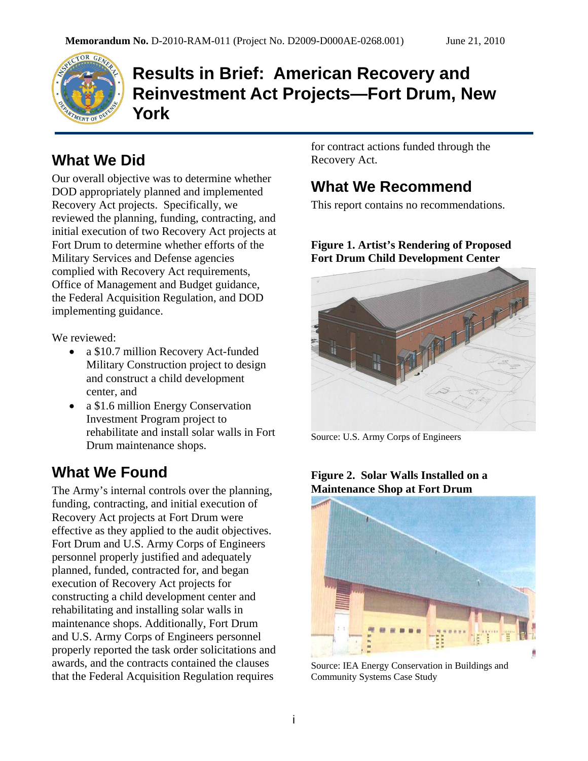**Memorandum No.** D-2010-RAM-011 (Project No. D2009-D000AE-0268.001) June 21, 2010

# Results in Brief: American Recovery and Reinvestment Act Projects—Fort Drum, New York

## What We Did

Our overall objective was to determine whether DOD appropriately planned and implemented Recovery Act projects. Specifically, we reviewed the planning, funding, contracting, and initial execution of two Recovery Act projects at Fort Drum to determine whether efforts of the Military Services and Defense agencies complied with Recovery Act requirements, Office of Management and Budget guidance, the Federal Acquisition Regulation, and DOD implementing guidance.

We reviewed:

- a $10.7 million Recovery Act-funded Military Construction project to design and construct a child development center, and
- a $1.6 million Energy Conservation Investment Program project to rehabilitate and install solar walls in Fort Drum maintenance shops.

## What We Found

The Army's internal controls over the planning, funding, contracting, and initial execution of Recovery Act projects at Fort Drum were effective as they applied to the audit objectives. Fort Drum and U.S. Army Corps of Engineers personnel properly justified and adequately planned, funded, contracted for, and began execution of Recovery Act projects for constructing a child development center and rehabilitating and installing solar walls in maintenance shops. Additionally, Fort Drum and U.S. Army Corps of Engineers personnel properly reported the task order solicitations and awards, and the contracts contained the clauses that the Federal Acquisition Regulation requires for contract actions funded through the Recovery Act.

## What We Recommend

This report contains no recommendations.

**Figure 1. Artist's Rendering of Proposed Fort Drum Child Development Center**

Source: U.S. Army Corps of Engineers

**Figure 2. Solar Walls Installed on a Maintenance Shop at Fort Drum**

Source: IEA Energy Conservation in Buildings and Community Systems Case Study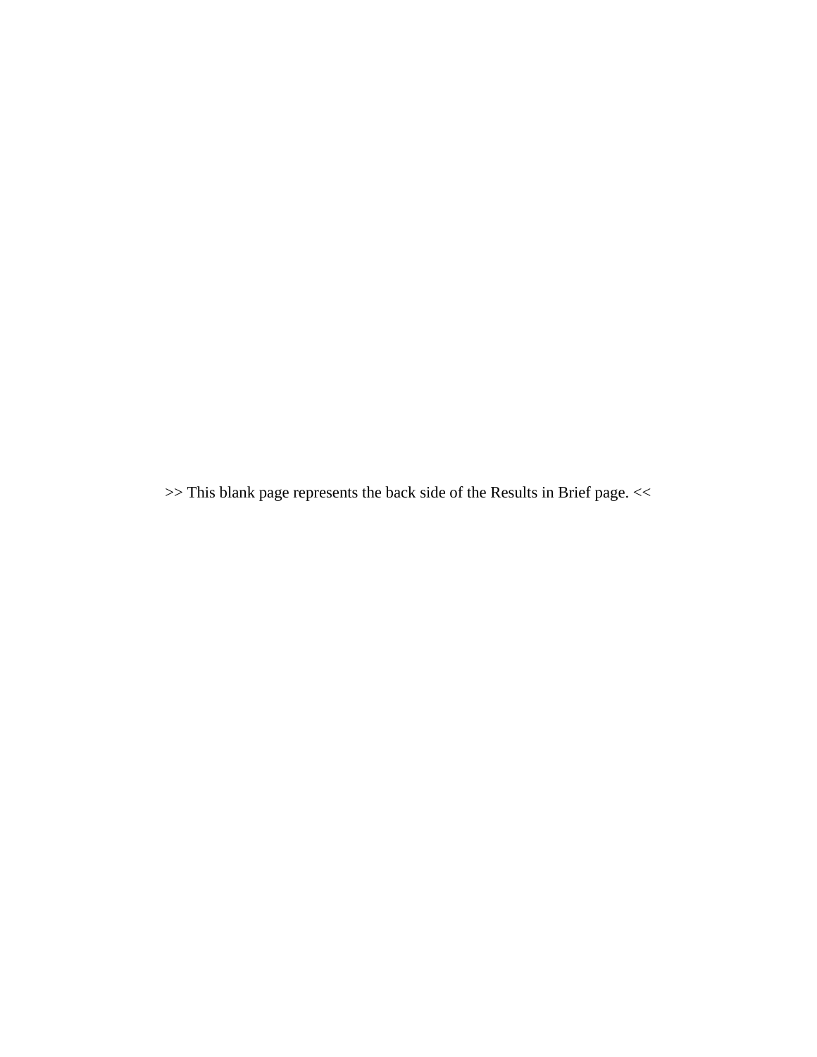>> This blank page represents the back side of the Results in Brief page. <<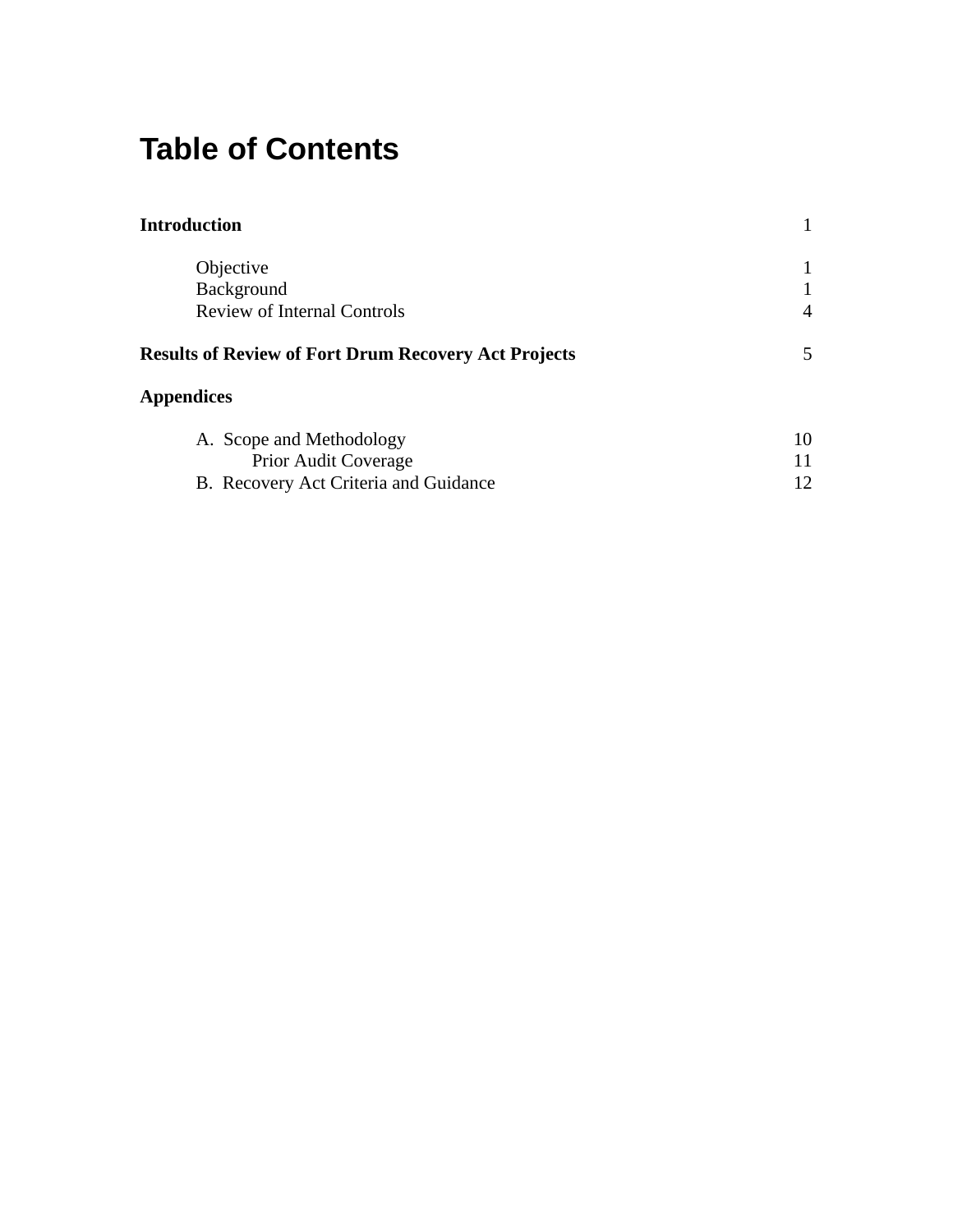# Table of Contents

| | |
|---|---|
| **Introduction** | 1 |
| Objective | 1 |
| Background | 1 |
| Review of Internal Controls | 4 |
| **Results of Review of Fort Drum Recovery Act Projects** | 5 |
| **Appendices** | |
| A. Scope and Methodology | 10 |
| Prior Audit Coverage | 11 |
| B. Recovery Act Criteria and Guidance | 12 |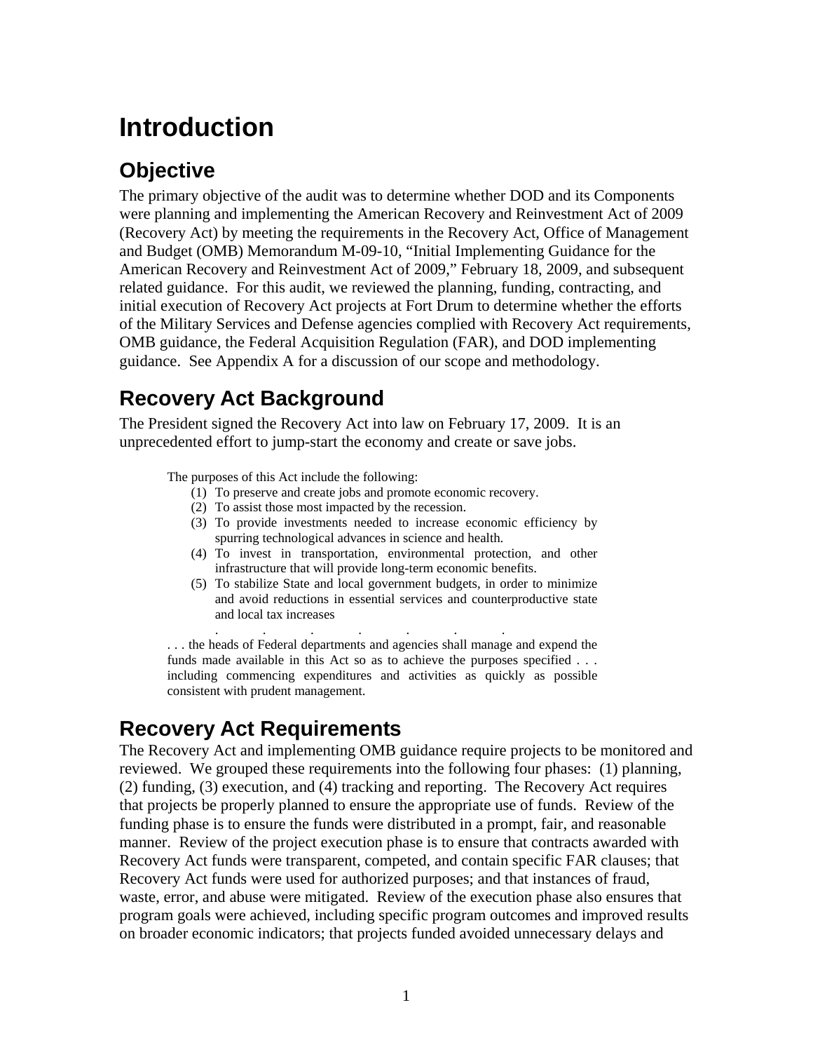# Introduction

## Objective

The primary objective of the audit was to determine whether DOD and its Components were planning and implementing the American Recovery and Reinvestment Act of 2009 (Recovery Act) by meeting the requirements in the Recovery Act, Office of Management and Budget (OMB) Memorandum M-09-10, "Initial Implementing Guidance for the American Recovery and Reinvestment Act of 2009," February 18, 2009, and subsequent related guidance. For this audit, we reviewed the planning, funding, contracting, and initial execution of Recovery Act projects at Fort Drum to determine whether the efforts of the Military Services and Defense agencies complied with Recovery Act requirements, OMB guidance, the Federal Acquisition Regulation (FAR), and DOD implementing guidance. See Appendix A for a discussion of our scope and methodology.

## Recovery Act Background

The President signed the Recovery Act into law on February 17, 2009. It is an unprecedented effort to jump-start the economy and create or save jobs.

> The purposes of this Act include the following:
>
> (1) To preserve and create jobs and promote economic recovery.
> (2) To assist those most impacted by the recession.
> (3) To provide investments needed to increase economic efficiency by spurring technological advances in science and health.
> (4) To invest in transportation, environmental protection, and other infrastructure that will provide long-term economic benefits.
> (5) To stabilize State and local government budgets, in order to minimize and avoid reductions in essential services and counterproductive state and local tax increases
>
> . . . . . . .
>
> . . . the heads of Federal departments and agencies shall manage and expend the funds made available in this Act so as to achieve the purposes specified . . . including commencing expenditures and activities as quickly as possible consistent with prudent management.

## Recovery Act Requirements

The Recovery Act and implementing OMB guidance require projects to be monitored and reviewed. We grouped these requirements into the following four phases: (1) planning, (2) funding, (3) execution, and (4) tracking and reporting. The Recovery Act requires that projects be properly planned to ensure the appropriate use of funds. Review of the funding phase is to ensure the funds were distributed in a prompt, fair, and reasonable manner. Review of the project execution phase is to ensure that contracts awarded with Recovery Act funds were transparent, competed, and contain specific FAR clauses; that Recovery Act funds were used for authorized purposes; and that instances of fraud, waste, error, and abuse were mitigated. Review of the execution phase also ensures that program goals were achieved, including specific program outcomes and improved results on broader economic indicators; that projects funded avoided unnecessary delays and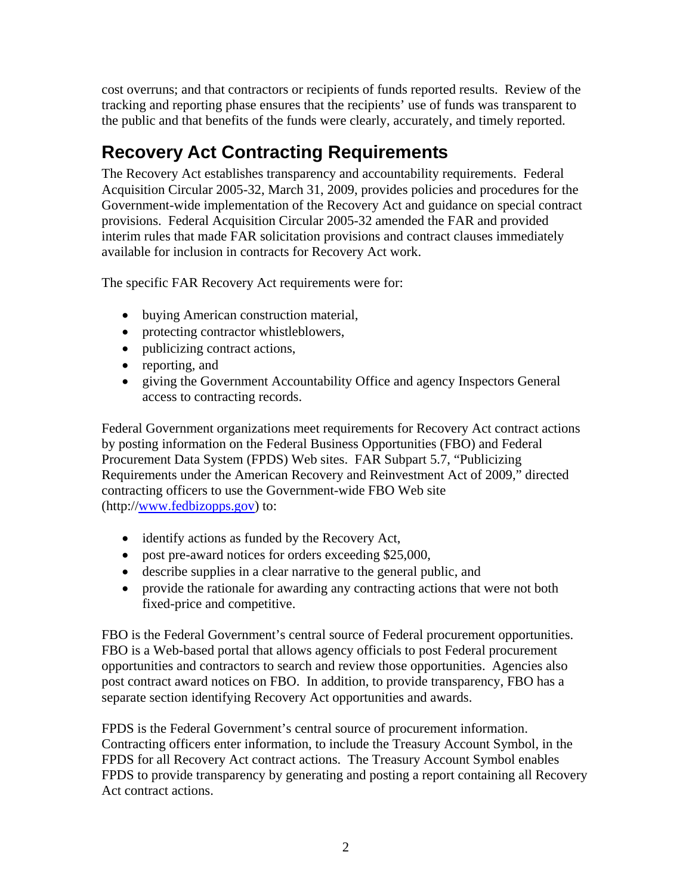cost overruns; and that contractors or recipients of funds reported results. Review of the tracking and reporting phase ensures that the recipients' use of funds was transparent to the public and that benefits of the funds were clearly, accurately, and timely reported.

## Recovery Act Contracting Requirements

The Recovery Act establishes transparency and accountability requirements. Federal Acquisition Circular 2005-32, March 31, 2009, provides policies and procedures for the Government-wide implementation of the Recovery Act and guidance on special contract provisions. Federal Acquisition Circular 2005-32 amended the FAR and provided interim rules that made FAR solicitation provisions and contract clauses immediately available for inclusion in contracts for Recovery Act work.

The specific FAR Recovery Act requirements were for:

- buying American construction material,
- protecting contractor whistleblowers,
- publicizing contract actions,
- reporting, and
- giving the Government Accountability Office and agency Inspectors General access to contracting records.

Federal Government organizations meet requirements for Recovery Act contract actions by posting information on the Federal Business Opportunities (FBO) and Federal Procurement Data System (FPDS) Web sites. FAR Subpart 5.7, "Publicizing Requirements under the American Recovery and Reinvestment Act of 2009," directed contracting officers to use the Government-wide FBO Web site (http://www.fedbizopps.gov) to:

- identify actions as funded by the Recovery Act,
- post pre-award notices for orders exceeding $25,000,
- describe supplies in a clear narrative to the general public, and
- provide the rationale for awarding any contracting actions that were not both fixed-price and competitive.

FBO is the Federal Government's central source of Federal procurement opportunities. FBO is a Web-based portal that allows agency officials to post Federal procurement opportunities and contractors to search and review those opportunities. Agencies also post contract award notices on FBO. In addition, to provide transparency, FBO has a separate section identifying Recovery Act opportunities and awards.

FPDS is the Federal Government's central source of procurement information. Contracting officers enter information, to include the Treasury Account Symbol, in the FPDS for all Recovery Act contract actions. The Treasury Account Symbol enables FPDS to provide transparency by generating and posting a report containing all Recovery Act contract actions.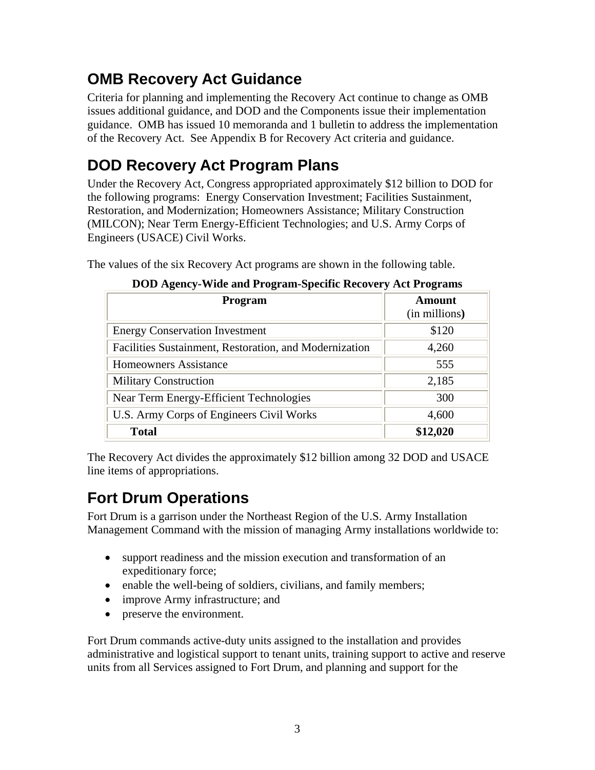## OMB Recovery Act Guidance

Criteria for planning and implementing the Recovery Act continue to change as OMB issues additional guidance, and DOD and the Components issue their implementation guidance. OMB has issued 10 memoranda and 1 bulletin to address the implementation of the Recovery Act. See Appendix B for Recovery Act criteria and guidance.

## DOD Recovery Act Program Plans

Under the Recovery Act, Congress appropriated approximately $12 billion to DOD for the following programs: Energy Conservation Investment; Facilities Sustainment, Restoration, and Modernization; Homeowners Assistance; Military Construction (MILCON); Near Term Energy-Efficient Technologies; and U.S. Army Corps of Engineers (USACE) Civil Works.

The values of the six Recovery Act programs are shown in the following table.

**DOD Agency-Wide and Program-Specific Recovery Act Programs**

| Program | Amount (in millions) |
|---|---|
| Energy Conservation Investment | $120 |
| Facilities Sustainment, Restoration, and Modernization | 4,260 |
| Homeowners Assistance | 555 |
| Military Construction | 2,185 |
| Near Term Energy-Efficient Technologies | 300 |
| U.S. Army Corps of Engineers Civil Works | 4,600 |
| **Total** | **$12,020** |

The Recovery Act divides the approximately $12 billion among 32 DOD and USACE line items of appropriations.

## Fort Drum Operations

Fort Drum is a garrison under the Northeast Region of the U.S. Army Installation Management Command with the mission of managing Army installations worldwide to:

- support readiness and the mission execution and transformation of an expeditionary force;
- enable the well-being of soldiers, civilians, and family members;
- improve Army infrastructure; and
- preserve the environment.

Fort Drum commands active-duty units assigned to the installation and provides administrative and logistical support to tenant units, training support to active and reserve units from all Services assigned to Fort Drum, and planning and support for the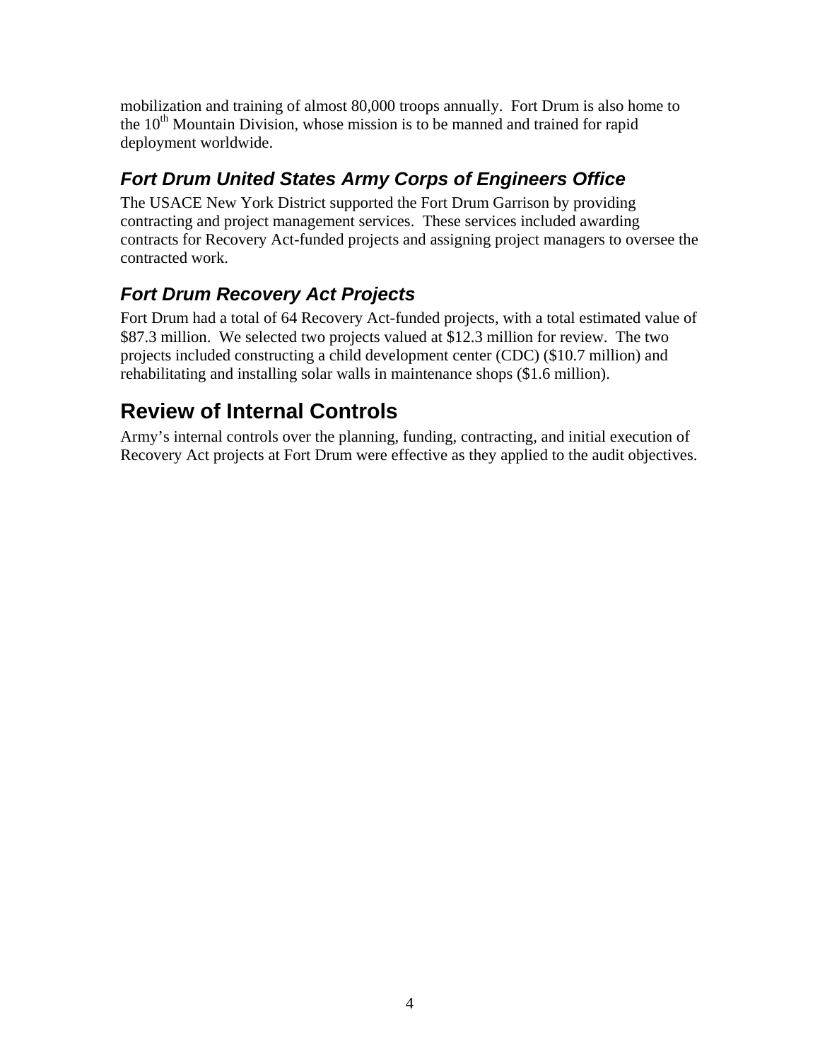mobilization and training of almost 80,000 troops annually. Fort Drum is also home to the 10th Mountain Division, whose mission is to be manned and trained for rapid deployment worldwide.

### *Fort Drum United States Army Corps of Engineers Office*

The USACE New York District supported the Fort Drum Garrison by providing contracting and project management services. These services included awarding contracts for Recovery Act-funded projects and assigning project managers to oversee the contracted work.

### *Fort Drum Recovery Act Projects*

Fort Drum had a total of 64 Recovery Act-funded projects, with a total estimated value of \$87.3 million. We selected two projects valued at \$12.3 million for review. The two projects included constructing a child development center (CDC) (\$10.7 million) and rehabilitating and installing solar walls in maintenance shops (\$1.6 million).

## Review of Internal Controls

Army's internal controls over the planning, funding, contracting, and initial execution of Recovery Act projects at Fort Drum were effective as they applied to the audit objectives.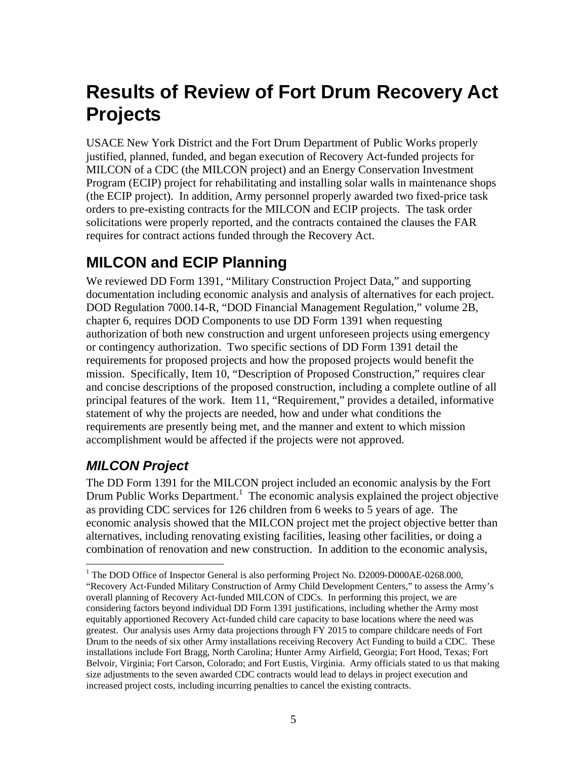# Results of Review of Fort Drum Recovery Act Projects

USACE New York District and the Fort Drum Department of Public Works properly justified, planned, funded, and began execution of Recovery Act-funded projects for MILCON of a CDC (the MILCON project) and an Energy Conservation Investment Program (ECIP) project for rehabilitating and installing solar walls in maintenance shops (the ECIP project). In addition, Army personnel properly awarded two fixed-price task orders to pre-existing contracts for the MILCON and ECIP projects. The task order solicitations were properly reported, and the contracts contained the clauses the FAR requires for contract actions funded through the Recovery Act.

## MILCON and ECIP Planning

We reviewed DD Form 1391, "Military Construction Project Data," and supporting documentation including economic analysis and analysis of alternatives for each project. DOD Regulation 7000.14-R, "DOD Financial Management Regulation," volume 2B, chapter 6, requires DOD Components to use DD Form 1391 when requesting authorization of both new construction and urgent unforeseen projects using emergency or contingency authorization. Two specific sections of DD Form 1391 detail the requirements for proposed projects and how the proposed projects would benefit the mission. Specifically, Item 10, "Description of Proposed Construction," requires clear and concise descriptions of the proposed construction, including a complete outline of all principal features of the work. Item 11, "Requirement," provides a detailed, informative statement of why the projects are needed, how and under what conditions the requirements are presently being met, and the manner and extent to which mission accomplishment would be affected if the projects were not approved.

### *MILCON Project*

The DD Form 1391 for the MILCON project included an economic analysis by the Fort Drum Public Works Department.[1] The economic analysis explained the project objective as providing CDC services for 126 children from 6 weeks to 5 years of age. The economic analysis showed that the MILCON project met the project objective better than alternatives, including renovating existing facilities, leasing other facilities, or doing a combination of renovation and new construction. In addition to the economic analysis,

[1] The DOD Office of Inspector General is also performing Project No. D2009-D000AE-0268.000, "Recovery Act-Funded Military Construction of Army Child Development Centers," to assess the Army's overall planning of Recovery Act-funded MILCON of CDCs. In performing this project, we are considering factors beyond individual DD Form 1391 justifications, including whether the Army most equitably apportioned Recovery Act-funded child care capacity to base locations where the need was greatest. Our analysis uses Army data projections through FY 2015 to compare childcare needs of Fort Drum to the needs of six other Army installations receiving Recovery Act Funding to build a CDC. These installations include Fort Bragg, North Carolina; Hunter Army Airfield, Georgia; Fort Hood, Texas; Fort Belvoir, Virginia; Fort Carson, Colorado; and Fort Eustis, Virginia. Army officials stated to us that making size adjustments to the seven awarded CDC contracts would lead to delays in project execution and increased project costs, including incurring penalties to cancel the existing contracts.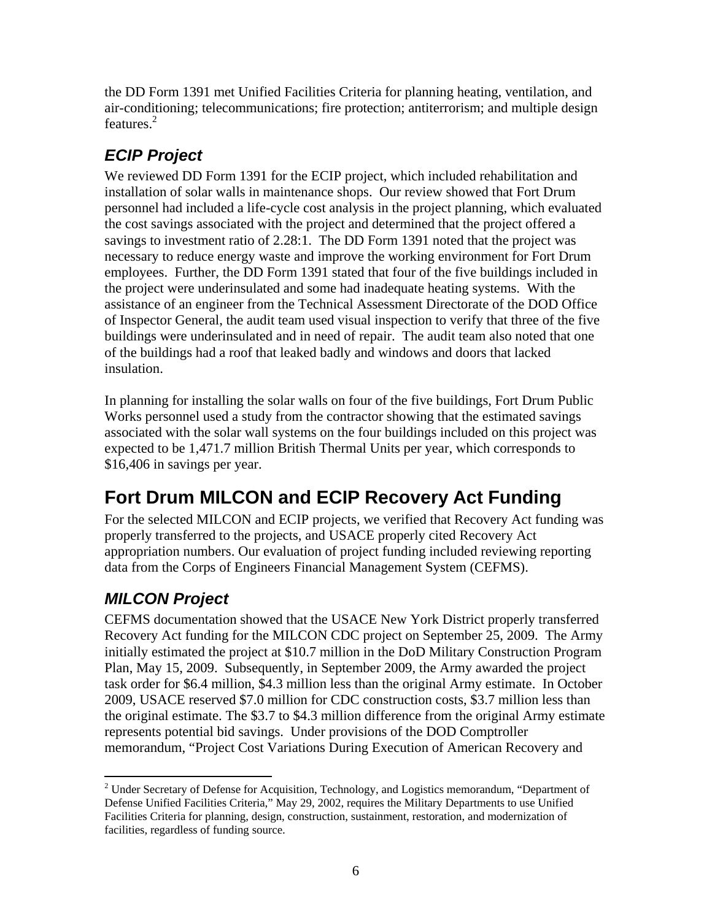the DD Form 1391 met Unified Facilities Criteria for planning heating, ventilation, and air-conditioning; telecommunications; fire protection; antiterrorism; and multiple design features.[2]

### *ECIP Project*

We reviewed DD Form 1391 for the ECIP project, which included rehabilitation and installation of solar walls in maintenance shops. Our review showed that Fort Drum personnel had included a life-cycle cost analysis in the project planning, which evaluated the cost savings associated with the project and determined that the project offered a savings to investment ratio of 2.28:1. The DD Form 1391 noted that the project was necessary to reduce energy waste and improve the working environment for Fort Drum employees. Further, the DD Form 1391 stated that four of the five buildings included in the project were underinsulated and some had inadequate heating systems. With the assistance of an engineer from the Technical Assessment Directorate of the DOD Office of Inspector General, the audit team used visual inspection to verify that three of the five buildings were underinsulated and in need of repair. The audit team also noted that one of the buildings had a roof that leaked badly and windows and doors that lacked insulation.

In planning for installing the solar walls on four of the five buildings, Fort Drum Public Works personnel used a study from the contractor showing that the estimated savings associated with the solar wall systems on the four buildings included on this project was expected to be 1,471.7 million British Thermal Units per year, which corresponds to $16,406 in savings per year.

## Fort Drum MILCON and ECIP Recovery Act Funding

For the selected MILCON and ECIP projects, we verified that Recovery Act funding was properly transferred to the projects, and USACE properly cited Recovery Act appropriation numbers. Our evaluation of project funding included reviewing reporting data from the Corps of Engineers Financial Management System (CEFMS).

### *MILCON Project*

CEFMS documentation showed that the USACE New York District properly transferred Recovery Act funding for the MILCON CDC project on September 25, 2009. The Army initially estimated the project at $10.7 million in the DoD Military Construction Program Plan, May 15, 2009. Subsequently, in September 2009, the Army awarded the project task order for $6.4 million, $4.3 million less than the original Army estimate. In October 2009, USACE reserved $7.0 million for CDC construction costs, $3.7 million less than the original estimate. The $3.7 to $4.3 million difference from the original Army estimate represents potential bid savings. Under provisions of the DOD Comptroller memorandum, "Project Cost Variations During Execution of American Recovery and

---

[2] Under Secretary of Defense for Acquisition, Technology, and Logistics memorandum, "Department of Defense Unified Facilities Criteria," May 29, 2002, requires the Military Departments to use Unified Facilities Criteria for planning, design, construction, sustainment, restoration, and modernization of facilities, regardless of funding source.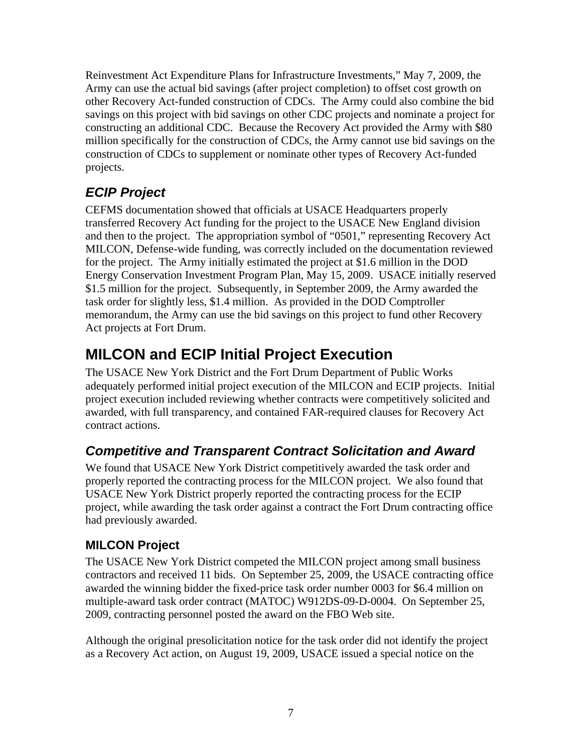Reinvestment Act Expenditure Plans for Infrastructure Investments," May 7, 2009, the Army can use the actual bid savings (after project completion) to offset cost growth on other Recovery Act-funded construction of CDCs. The Army could also combine the bid savings on this project with bid savings on other CDC projects and nominate a project for constructing an additional CDC. Because the Recovery Act provided the Army with $80 million specifically for the construction of CDCs, the Army cannot use bid savings on the construction of CDCs to supplement or nominate other types of Recovery Act-funded projects.

### *ECIP Project*

CEFMS documentation showed that officials at USACE Headquarters properly transferred Recovery Act funding for the project to the USACE New England division and then to the project. The appropriation symbol of "0501," representing Recovery Act MILCON, Defense-wide funding, was correctly included on the documentation reviewed for the project. The Army initially estimated the project at $1.6 million in the DOD Energy Conservation Investment Program Plan, May 15, 2009. USACE initially reserved $1.5 million for the project. Subsequently, in September 2009, the Army awarded the task order for slightly less, $1.4 million. As provided in the DOD Comptroller memorandum, the Army can use the bid savings on this project to fund other Recovery Act projects at Fort Drum.

## MILCON and ECIP Initial Project Execution

The USACE New York District and the Fort Drum Department of Public Works adequately performed initial project execution of the MILCON and ECIP projects. Initial project execution included reviewing whether contracts were competitively solicited and awarded, with full transparency, and contained FAR-required clauses for Recovery Act contract actions.

### *Competitive and Transparent Contract Solicitation and Award*

We found that USACE New York District competitively awarded the task order and properly reported the contracting process for the MILCON project. We also found that USACE New York District properly reported the contracting process for the ECIP project, while awarding the task order against a contract the Fort Drum contracting office had previously awarded.

#### MILCON Project

The USACE New York District competed the MILCON project among small business contractors and received 11 bids. On September 25, 2009, the USACE contracting office awarded the winning bidder the fixed-price task order number 0003 for $6.4 million on multiple-award task order contract (MATOC) W912DS-09-D-0004. On September 25, 2009, contracting personnel posted the award on the FBO Web site.

Although the original presolicitation notice for the task order did not identify the project as a Recovery Act action, on August 19, 2009, USACE issued a special notice on the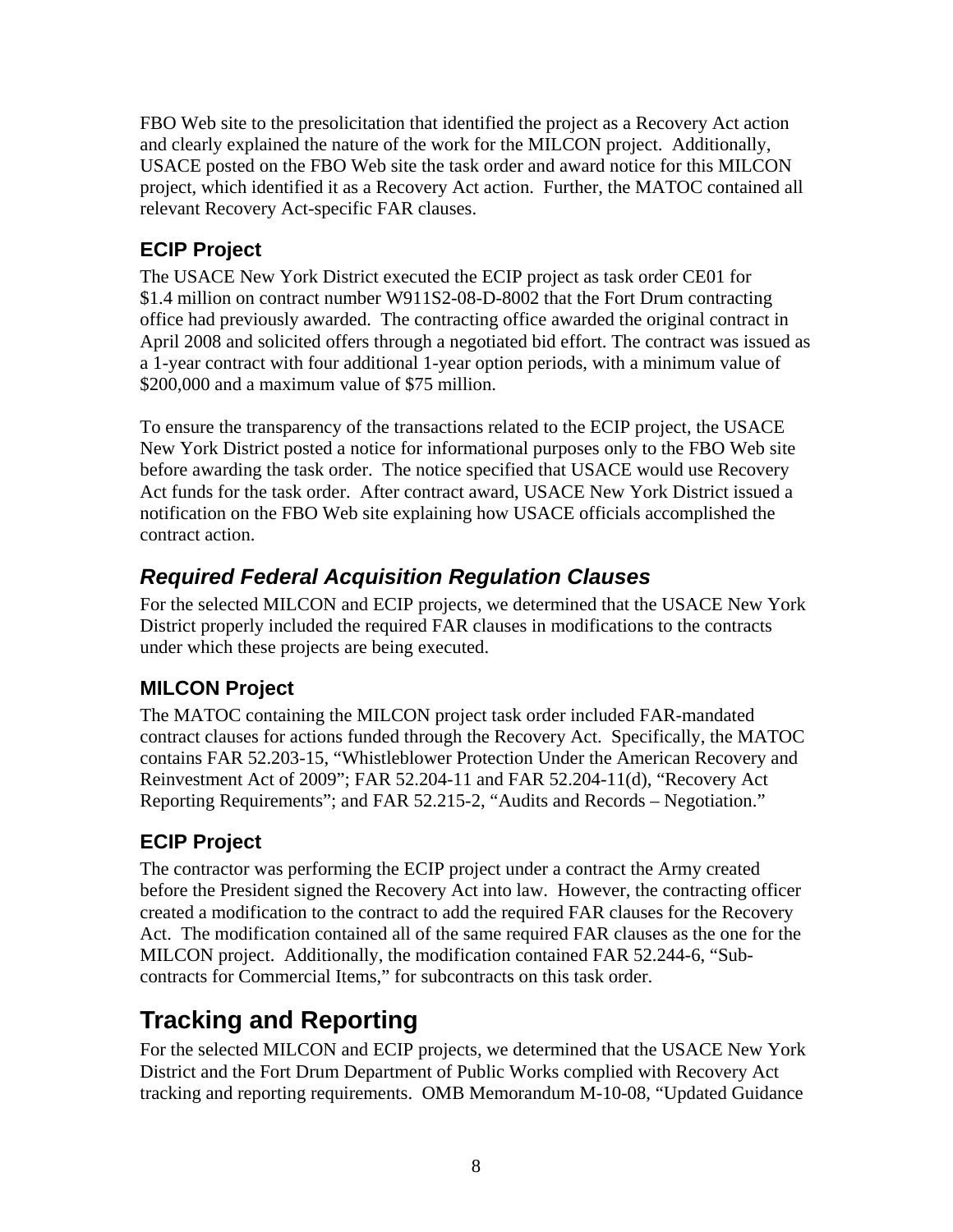FBO Web site to the presolicitation that identified the project as a Recovery Act action and clearly explained the nature of the work for the MILCON project. Additionally, USACE posted on the FBO Web site the task order and award notice for this MILCON project, which identified it as a Recovery Act action. Further, the MATOC contained all relevant Recovery Act-specific FAR clauses.

### ECIP Project

The USACE New York District executed the ECIP project as task order CE01 for $1.4 million on contract number W911S2-08-D-8002 that the Fort Drum contracting office had previously awarded. The contracting office awarded the original contract in April 2008 and solicited offers through a negotiated bid effort. The contract was issued as a 1-year contract with four additional 1-year option periods, with a minimum value of $200,000 and a maximum value of $75 million.

To ensure the transparency of the transactions related to the ECIP project, the USACE New York District posted a notice for informational purposes only to the FBO Web site before awarding the task order. The notice specified that USACE would use Recovery Act funds for the task order. After contract award, USACE New York District issued a notification on the FBO Web site explaining how USACE officials accomplished the contract action.

### *Required Federal Acquisition Regulation Clauses*

For the selected MILCON and ECIP projects, we determined that the USACE New York District properly included the required FAR clauses in modifications to the contracts under which these projects are being executed.

### MILCON Project

The MATOC containing the MILCON project task order included FAR-mandated contract clauses for actions funded through the Recovery Act. Specifically, the MATOC contains FAR 52.203-15, "Whistleblower Protection Under the American Recovery and Reinvestment Act of 2009"; FAR 52.204-11 and FAR 52.204-11(d), "Recovery Act Reporting Requirements"; and FAR 52.215-2, "Audits and Records – Negotiation."

### ECIP Project

The contractor was performing the ECIP project under a contract the Army created before the President signed the Recovery Act into law. However, the contracting officer created a modification to the contract to add the required FAR clauses for the Recovery Act. The modification contained all of the same required FAR clauses as the one for the MILCON project. Additionally, the modification contained FAR 52.244-6, "Subcontracts for Commercial Items," for subcontracts on this task order.

## Tracking and Reporting

For the selected MILCON and ECIP projects, we determined that the USACE New York District and the Fort Drum Department of Public Works complied with Recovery Act tracking and reporting requirements. OMB Memorandum M-10-08, "Updated Guidance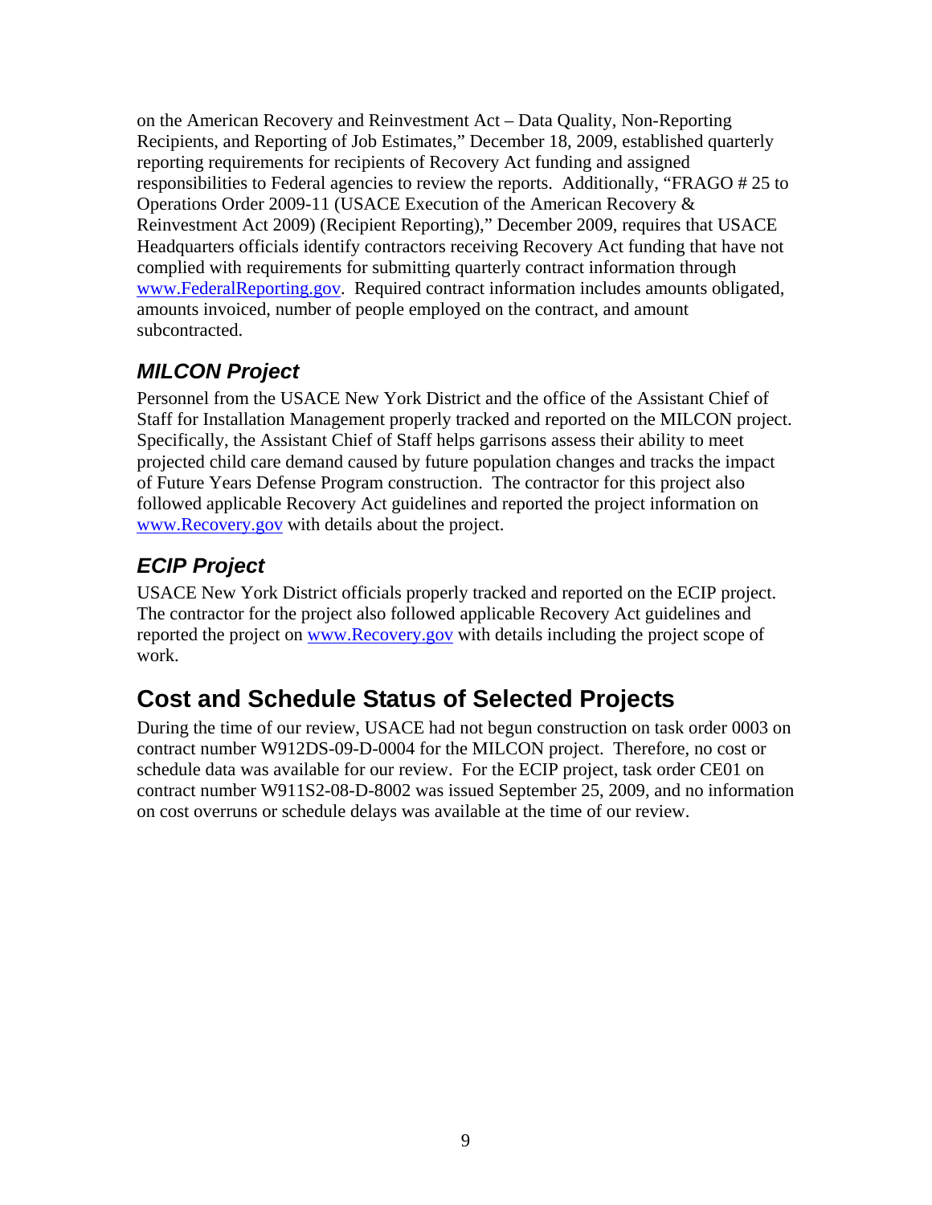on the American Recovery and Reinvestment Act – Data Quality, Non-Reporting Recipients, and Reporting of Job Estimates," December 18, 2009, established quarterly reporting requirements for recipients of Recovery Act funding and assigned responsibilities to Federal agencies to review the reports. Additionally, "FRAGO # 25 to Operations Order 2009-11 (USACE Execution of the American Recovery & Reinvestment Act 2009) (Recipient Reporting)," December 2009, requires that USACE Headquarters officials identify contractors receiving Recovery Act funding that have not complied with requirements for submitting quarterly contract information through www.FederalReporting.gov. Required contract information includes amounts obligated, amounts invoiced, number of people employed on the contract, and amount subcontracted.

### *MILCON Project*

Personnel from the USACE New York District and the office of the Assistant Chief of Staff for Installation Management properly tracked and reported on the MILCON project. Specifically, the Assistant Chief of Staff helps garrisons assess their ability to meet projected child care demand caused by future population changes and tracks the impact of Future Years Defense Program construction. The contractor for this project also followed applicable Recovery Act guidelines and reported the project information on www.Recovery.gov with details about the project.

### *ECIP Project*

USACE New York District officials properly tracked and reported on the ECIP project. The contractor for the project also followed applicable Recovery Act guidelines and reported the project on www.Recovery.gov with details including the project scope of work.

## Cost and Schedule Status of Selected Projects

During the time of our review, USACE had not begun construction on task order 0003 on contract number W912DS-09-D-0004 for the MILCON project. Therefore, no cost or schedule data was available for our review. For the ECIP project, task order CE01 on contract number W911S2-08-D-8002 was issued September 25, 2009, and no information on cost overruns or schedule delays was available at the time of our review.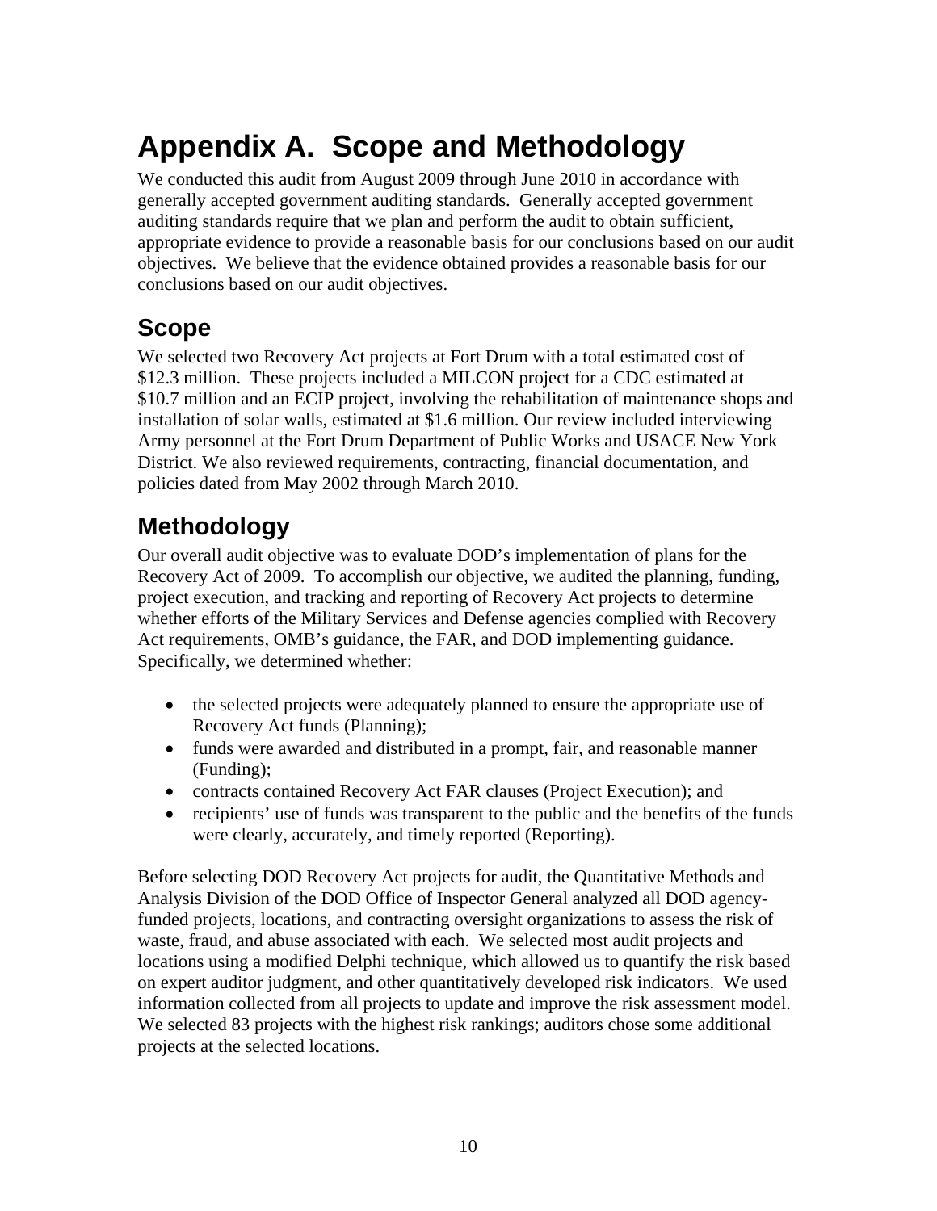# Appendix A. Scope and Methodology

We conducted this audit from August 2009 through June 2010 in accordance with generally accepted government auditing standards. Generally accepted government auditing standards require that we plan and perform the audit to obtain sufficient, appropriate evidence to provide a reasonable basis for our conclusions based on our audit objectives. We believe that the evidence obtained provides a reasonable basis for our conclusions based on our audit objectives.

## Scope

We selected two Recovery Act projects at Fort Drum with a total estimated cost of $12.3 million. These projects included a MILCON project for a CDC estimated at $10.7 million and an ECIP project, involving the rehabilitation of maintenance shops and installation of solar walls, estimated at $1.6 million. Our review included interviewing Army personnel at the Fort Drum Department of Public Works and USACE New York District. We also reviewed requirements, contracting, financial documentation, and policies dated from May 2002 through March 2010.

## Methodology

Our overall audit objective was to evaluate DOD's implementation of plans for the Recovery Act of 2009. To accomplish our objective, we audited the planning, funding, project execution, and tracking and reporting of Recovery Act projects to determine whether efforts of the Military Services and Defense agencies complied with Recovery Act requirements, OMB's guidance, the FAR, and DOD implementing guidance. Specifically, we determined whether:

- the selected projects were adequately planned to ensure the appropriate use of Recovery Act funds (Planning);
- funds were awarded and distributed in a prompt, fair, and reasonable manner (Funding);
- contracts contained Recovery Act FAR clauses (Project Execution); and
- recipients' use of funds was transparent to the public and the benefits of the funds were clearly, accurately, and timely reported (Reporting).

Before selecting DOD Recovery Act projects for audit, the Quantitative Methods and Analysis Division of the DOD Office of Inspector General analyzed all DOD agency-funded projects, locations, and contracting oversight organizations to assess the risk of waste, fraud, and abuse associated with each. We selected most audit projects and locations using a modified Delphi technique, which allowed us to quantify the risk based on expert auditor judgment, and other quantitatively developed risk indicators. We used information collected from all projects to update and improve the risk assessment model. We selected 83 projects with the highest risk rankings; auditors chose some additional projects at the selected locations.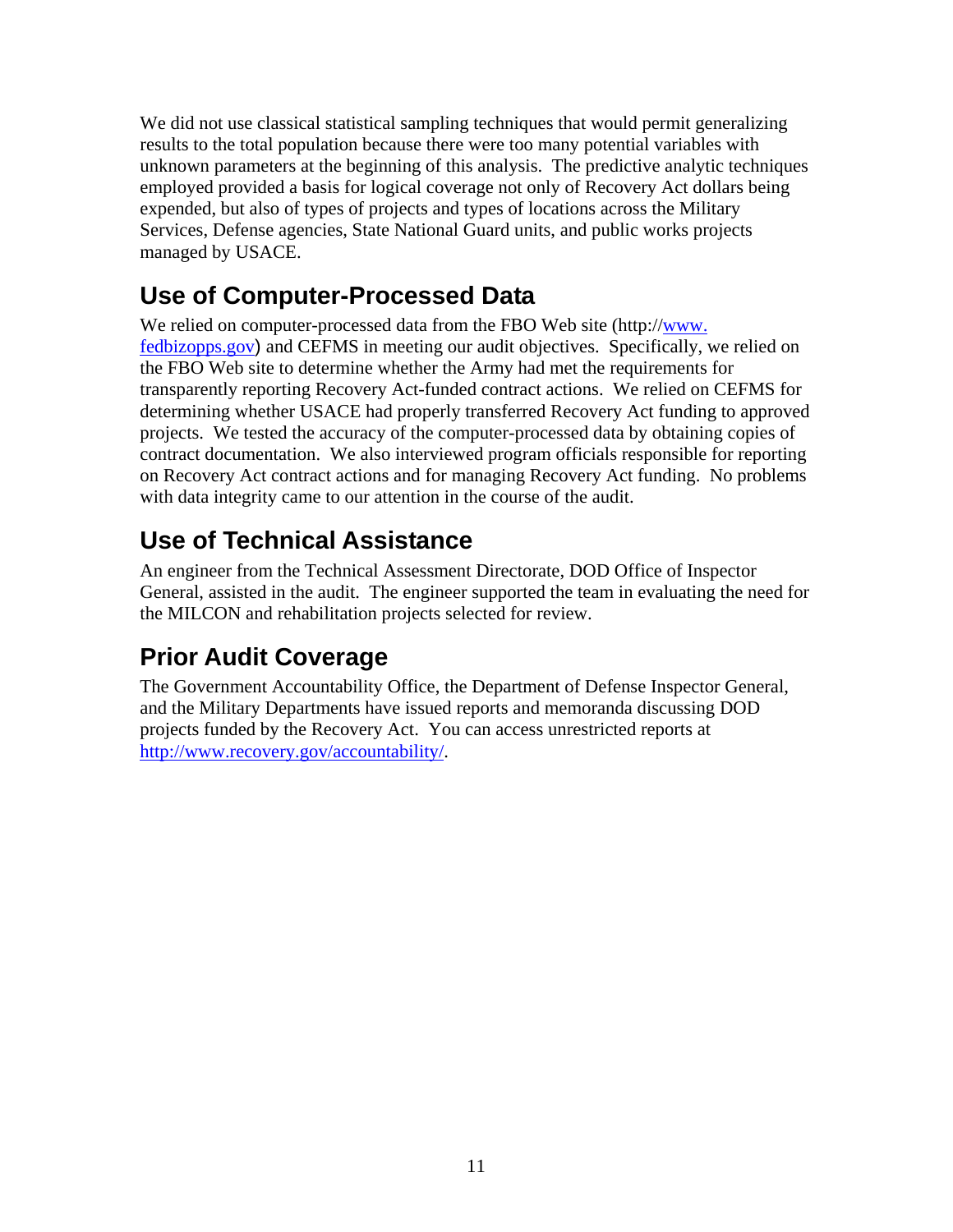We did not use classical statistical sampling techniques that would permit generalizing results to the total population because there were too many potential variables with unknown parameters at the beginning of this analysis. The predictive analytic techniques employed provided a basis for logical coverage not only of Recovery Act dollars being expended, but also of types of projects and types of locations across the Military Services, Defense agencies, State National Guard units, and public works projects managed by USACE.

## Use of Computer-Processed Data

We relied on computer-processed data from the FBO Web site (http://www.fedbizopps.gov) and CEFMS in meeting our audit objectives. Specifically, we relied on the FBO Web site to determine whether the Army had met the requirements for transparently reporting Recovery Act-funded contract actions. We relied on CEFMS for determining whether USACE had properly transferred Recovery Act funding to approved projects. We tested the accuracy of the computer-processed data by obtaining copies of contract documentation. We also interviewed program officials responsible for reporting on Recovery Act contract actions and for managing Recovery Act funding. No problems with data integrity came to our attention in the course of the audit.

## Use of Technical Assistance

An engineer from the Technical Assessment Directorate, DOD Office of Inspector General, assisted in the audit. The engineer supported the team in evaluating the need for the MILCON and rehabilitation projects selected for review.

## Prior Audit Coverage

The Government Accountability Office, the Department of Defense Inspector General, and the Military Departments have issued reports and memoranda discussing DOD projects funded by the Recovery Act. You can access unrestricted reports at http://www.recovery.gov/accountability/.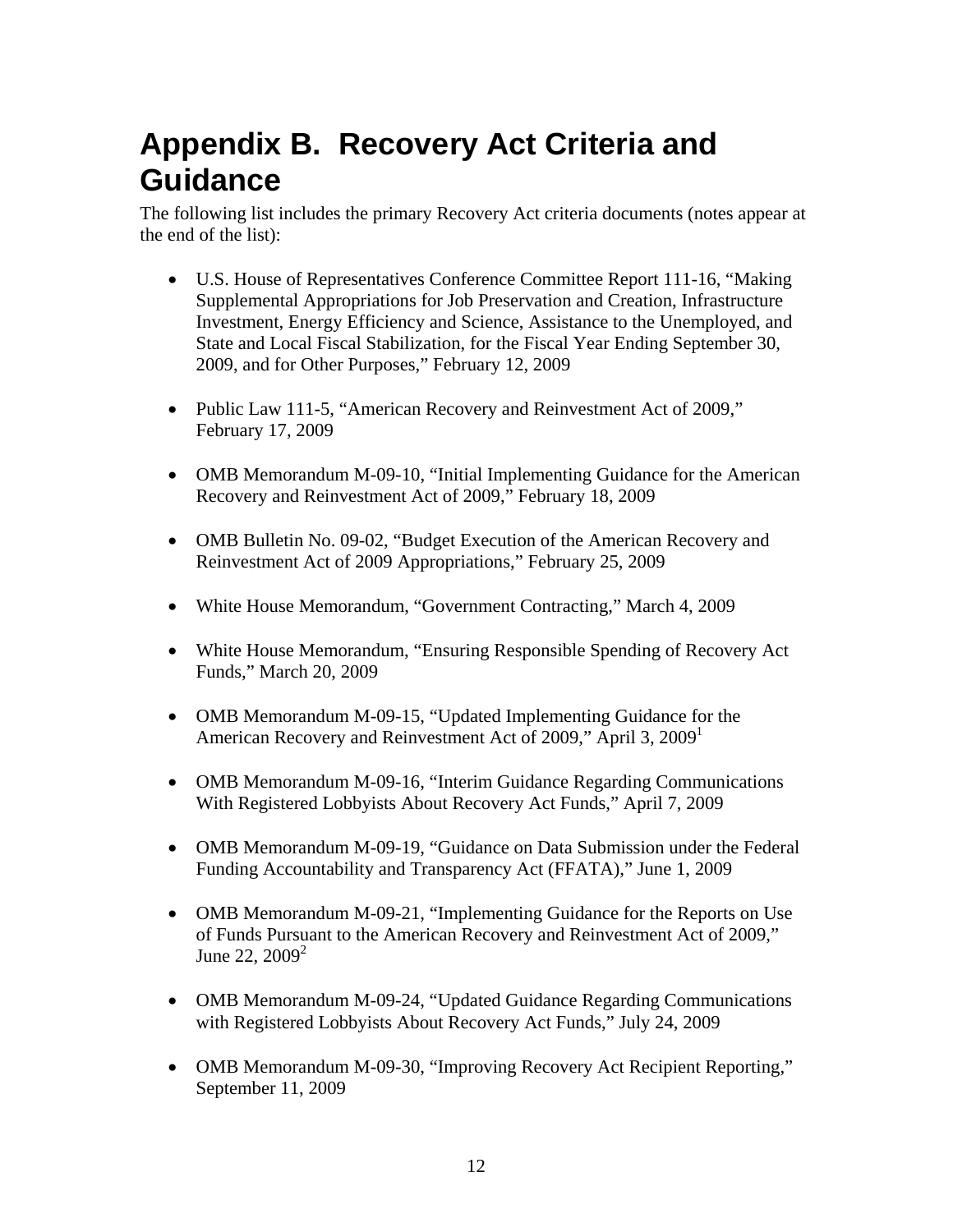# Appendix B. Recovery Act Criteria and Guidance

The following list includes the primary Recovery Act criteria documents (notes appear at the end of the list):

- U.S. House of Representatives Conference Committee Report 111-16, "Making Supplemental Appropriations for Job Preservation and Creation, Infrastructure Investment, Energy Efficiency and Science, Assistance to the Unemployed, and State and Local Fiscal Stabilization, for the Fiscal Year Ending September 30, 2009, and for Other Purposes," February 12, 2009

- Public Law 111-5, "American Recovery and Reinvestment Act of 2009," February 17, 2009

- OMB Memorandum M-09-10, "Initial Implementing Guidance for the American Recovery and Reinvestment Act of 2009," February 18, 2009

- OMB Bulletin No. 09-02, "Budget Execution of the American Recovery and Reinvestment Act of 2009 Appropriations," February 25, 2009

- White House Memorandum, "Government Contracting," March 4, 2009

- White House Memorandum, "Ensuring Responsible Spending of Recovery Act Funds," March 20, 2009

- OMB Memorandum M-09-15, "Updated Implementing Guidance for the American Recovery and Reinvestment Act of 2009," April 3, 2009[1]

- OMB Memorandum M-09-16, "Interim Guidance Regarding Communications With Registered Lobbyists About Recovery Act Funds," April 7, 2009

- OMB Memorandum M-09-19, "Guidance on Data Submission under the Federal Funding Accountability and Transparency Act (FFATA)," June 1, 2009

- OMB Memorandum M-09-21, "Implementing Guidance for the Reports on Use of Funds Pursuant to the American Recovery and Reinvestment Act of 2009," June 22, 2009[2]

- OMB Memorandum M-09-24, "Updated Guidance Regarding Communications with Registered Lobbyists About Recovery Act Funds," July 24, 2009

- OMB Memorandum M-09-30, "Improving Recovery Act Recipient Reporting," September 11, 2009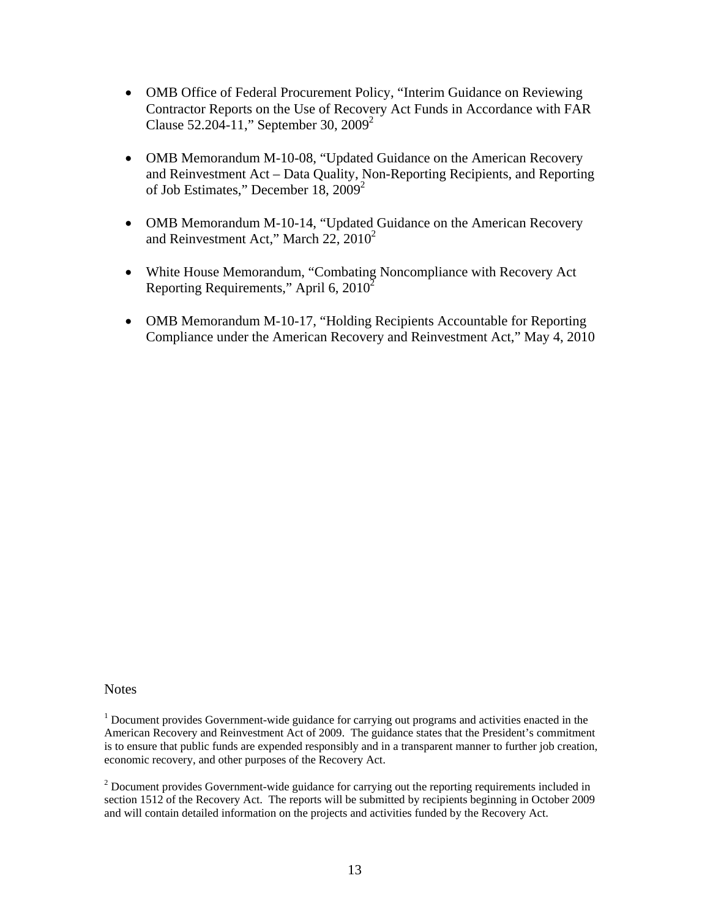- OMB Office of Federal Procurement Policy, "Interim Guidance on Reviewing Contractor Reports on the Use of Recovery Act Funds in Accordance with FAR Clause 52.204-11," September 30, 2009[2]

- OMB Memorandum M-10-08, "Updated Guidance on the American Recovery and Reinvestment Act – Data Quality, Non-Reporting Recipients, and Reporting of Job Estimates," December 18, 2009[2]

- OMB Memorandum M-10-14, "Updated Guidance on the American Recovery and Reinvestment Act," March 22, 2010[2]

- White House Memorandum, "Combating Noncompliance with Recovery Act Reporting Requirements," April 6, 2010[2]

- OMB Memorandum M-10-17, "Holding Recipients Accountable for Reporting Compliance under the American Recovery and Reinvestment Act," May 4, 2010

Notes

[1] Document provides Government-wide guidance for carrying out programs and activities enacted in the American Recovery and Reinvestment Act of 2009. The guidance states that the President's commitment is to ensure that public funds are expended responsibly and in a transparent manner to further job creation, economic recovery, and other purposes of the Recovery Act.

[2] Document provides Government-wide guidance for carrying out the reporting requirements included in section 1512 of the Recovery Act. The reports will be submitted by recipients beginning in October 2009 and will contain detailed information on the projects and activities funded by the Recovery Act.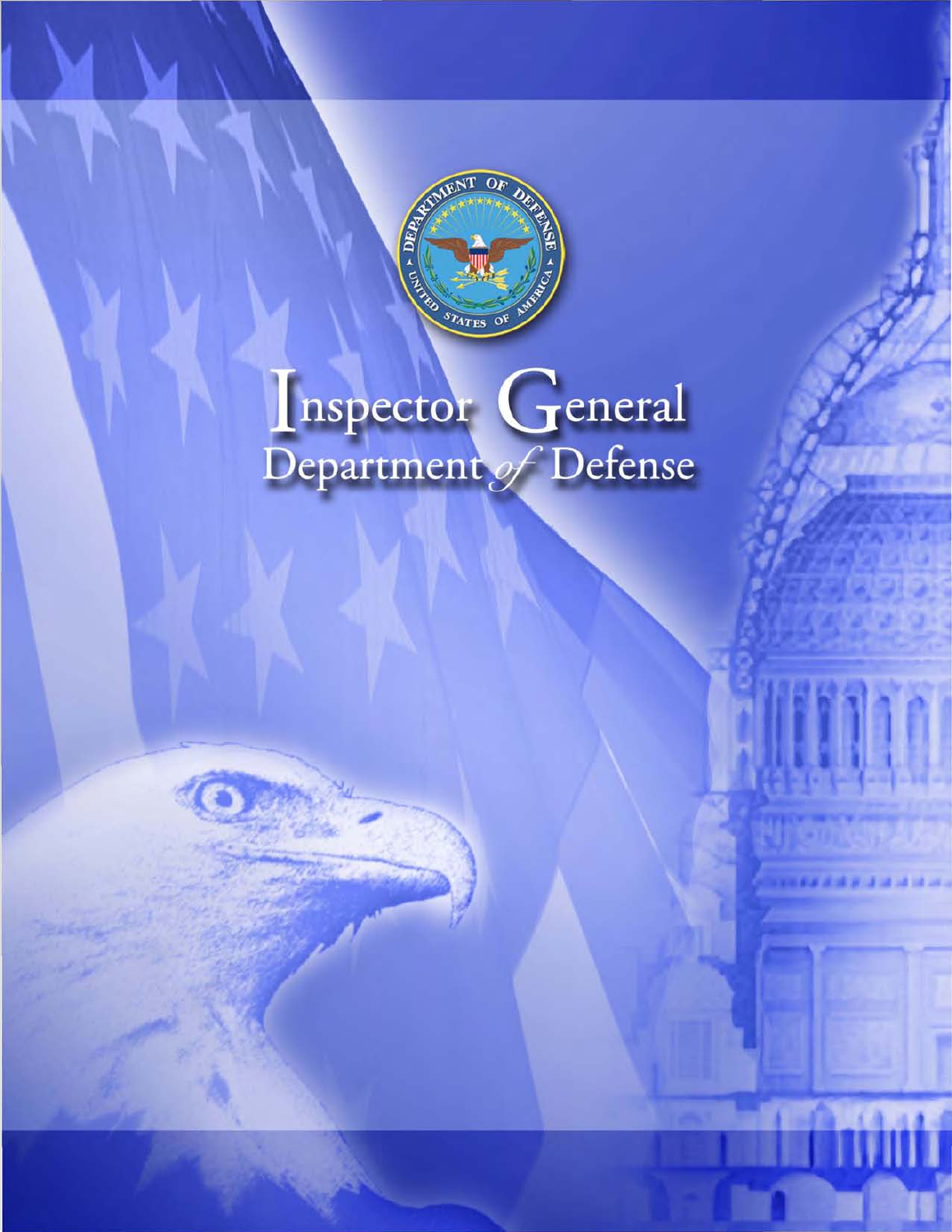# Inspector General
Department of Defense